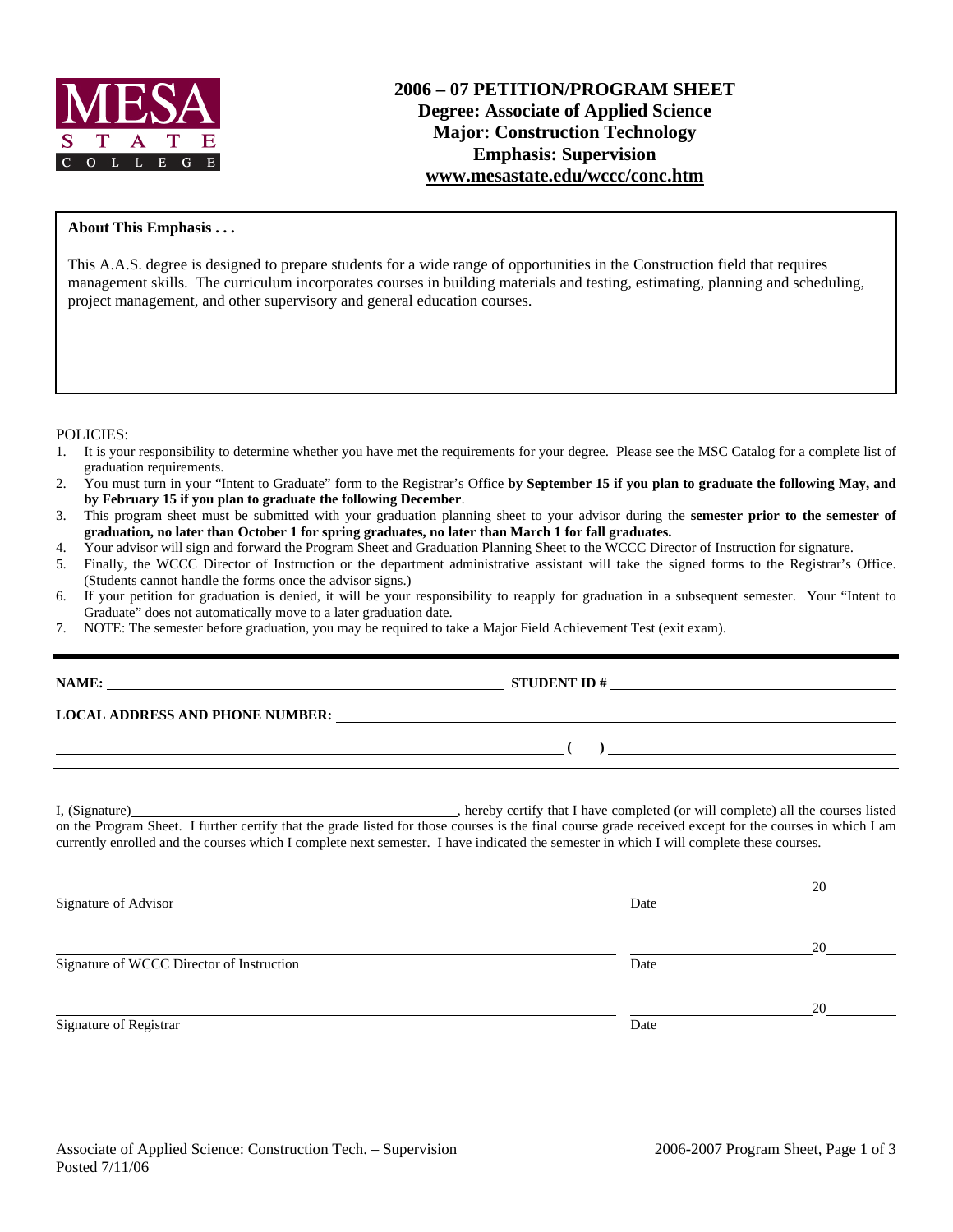MESA STATE COLLEGE

# 2006 – 07 PETITION/PROGRAM SHEET
## Degree: Associate of Applied Science
## Major: Construction Technology
## Emphasis: Supervision
## www.mesastate.edu/wccc/conc.htm

**About This Emphasis . . .**

This A.A.S. degree is designed to prepare students for a wide range of opportunities in the Construction field that requires management skills. The curriculum incorporates courses in building materials and testing, estimating, planning and scheduling, project management, and other supervisory and general education courses.

POLICIES:

1. It is your responsibility to determine whether you have met the requirements for your degree. Please see the MSC Catalog for a complete list of graduation requirements.
2. You must turn in your "Intent to Graduate" form to the Registrar's Office **by September 15 if you plan to graduate the following May, and by February 15 if you plan to graduate the following December**.
3. This program sheet must be submitted with your graduation planning sheet to your advisor during the **semester prior to the semester of graduation, no later than October 1 for spring graduates, no later than March 1 for fall graduates.**
4. Your advisor will sign and forward the Program Sheet and Graduation Planning Sheet to the WCCC Director of Instruction for signature.
5. Finally, the WCCC Director of Instruction or the department administrative assistant will take the signed forms to the Registrar's Office. (Students cannot handle the forms once the advisor signs.)
6. If your petition for graduation is denied, it will be your responsibility to reapply for graduation in a subsequent semester. Your "Intent to Graduate" does not automatically move to a later graduation date.
7. NOTE: The semester before graduation, you may be required to take a Major Field Achievement Test (exit exam).

**NAME:** ______________________________ **STUDENT ID #** ______________________________

**LOCAL ADDRESS AND PHONE NUMBER:** ______________________________

______________________________ **( )** ______________________________

I, (Signature)______________________________, hereby certify that I have completed (or will complete) all the courses listed on the Program Sheet. I further certify that the grade listed for those courses is the final course grade received except for the courses in which I am currently enrolled and the courses which I complete next semester. I have indicated the semester in which I will complete these courses.

______________________________ ______________ 20______
Signature of Advisor Date

______________________________ ______________ 20______
Signature of WCCC Director of Instruction Date

______________________________ ______________ 20______
Signature of Registrar Date

Posted 7/11/06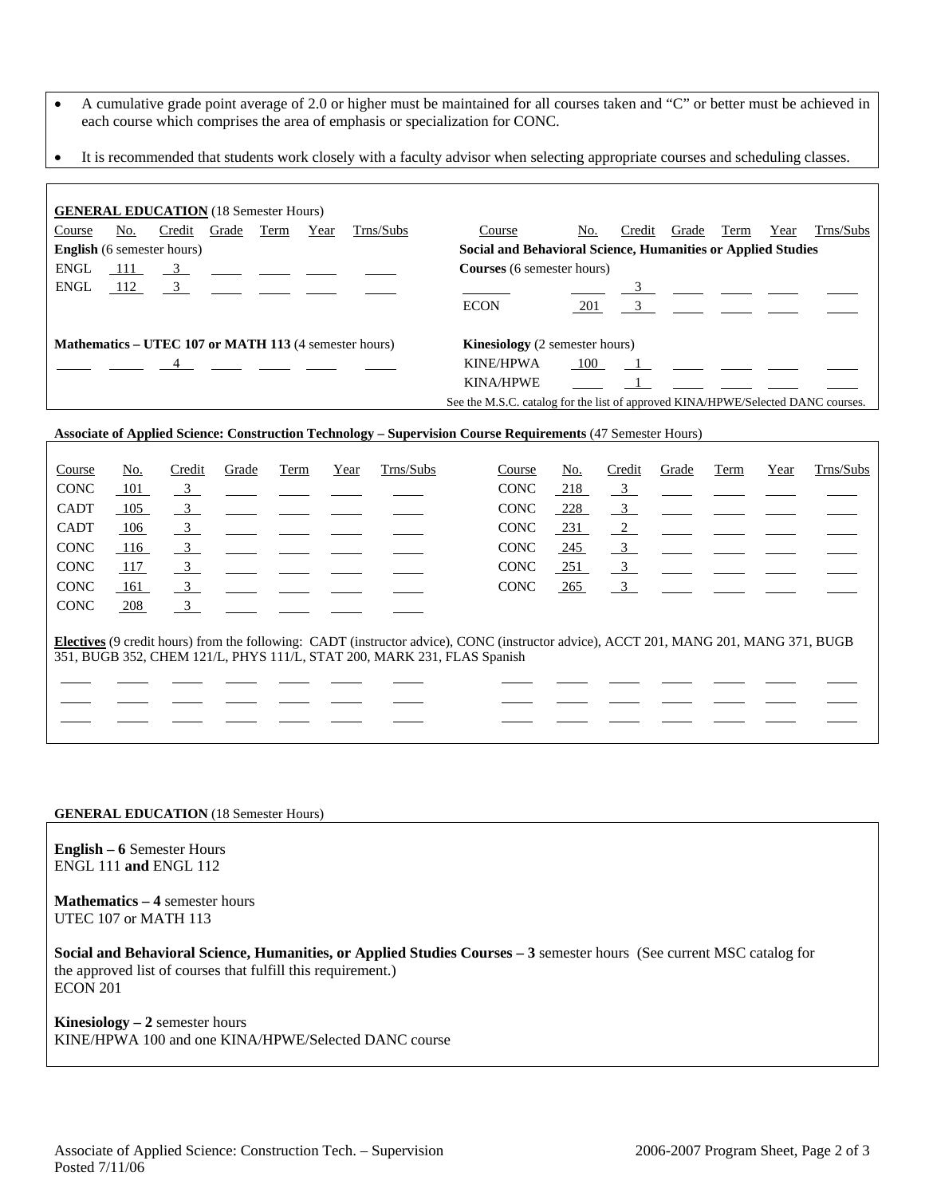- A cumulative grade point average of 2.0 or higher must be maintained for all courses taken and "C" or better must be achieved in each course which comprises the area of emphasis or specialization for CONC.
- It is recommended that students work closely with a faculty advisor when selecting appropriate courses and scheduling classes.

**GENERAL EDUCATION** (18 Semester Hours)

| Course | No. | Credit | Grade | Term | Year | Trns/Subs |
|---|---|---|---|---|---|---|
| **English** (6 semester hours) | | | | | | |
| ENGL | 111 | 3 | | | | |
| ENGL | 112 | 3 | | | | |
| **Mathematics – UTEC 107 or MATH 113** (4 semester hours) | | | | | | |
| | | 4 | | | | |

| Course | No. | Credit | Grade | Term | Year | Trns/Subs |
|---|---|---|---|---|---|---|
| **Social and Behavioral Science, Humanities or Applied Studies Courses** (6 semester hours) | | | | | | |
| | | 3 | | | | |
| ECON | 201 | 3 | | | | |
| **Kinesiology** (2 semester hours) | | | | | | |
| KINE/HPWA | 100 | 1 | | | | |
| KINA/HPWE | | 1 | | | | |

See the M.S.C. catalog for the list of approved KINA/HPWE/Selected DANC courses.

**Associate of Applied Science: Construction Technology – Supervision Course Requirements** (47 Semester Hours)

| Course | No. | Credit | Grade | Term | Year | Trns/Subs | Course | No. | Credit | Grade | Term | Year | Trns/Subs |
|---|---|---|---|---|---|---|---|---|---|---|---|---|---|
| CONC | 101 | 3 | | | | | CONC | 218 | 3 | | | | |
| CADT | 105 | 3 | | | | | CONC | 228 | 3 | | | | |
| CADT | 106 | 3 | | | | | CONC | 231 | 2 | | | | |
| CONC | 116 | 3 | | | | | CONC | 245 | 3 | | | | |
| CONC | 117 | 3 | | | | | CONC | 251 | 3 | | | | |
| CONC | 161 | 3 | | | | | CONC | 265 | 3 | | | | |
| CONC | 208 | 3 | | | | | | | | | | | |

**Electives** (9 credit hours) from the following: CADT (instructor advice), CONC (instructor advice), ACCT 201, MANG 201, MANG 371, BUGB 351, BUGB 352, CHEM 121/L, PHYS 111/L, STAT 200, MARK 231, FLAS Spanish

| | | | | | | | | | | | | | |
|---|---|---|---|---|---|---|---|---|---|---|---|---|---|
| | | | | | | | | | | | | | |
| | | | | | | | | | | | | | |
| | | | | | | | | | | | | | |

**GENERAL EDUCATION** (18 Semester Hours)

**English – 6** Semester Hours
ENGL 111 **and** ENGL 112

**Mathematics – 4** semester hours
UTEC 107 or MATH 113

**Social and Behavioral Science, Humanities, or Applied Studies Courses – 3** semester hours (See current MSC catalog for the approved list of courses that fulfill this requirement.)
ECON 201

**Kinesiology – 2** semester hours
KINE/HPWA 100 and one KINA/HPWE/Selected DANC course

Associate of Applied Science: Construction Tech. – Supervision
Posted 7/11/06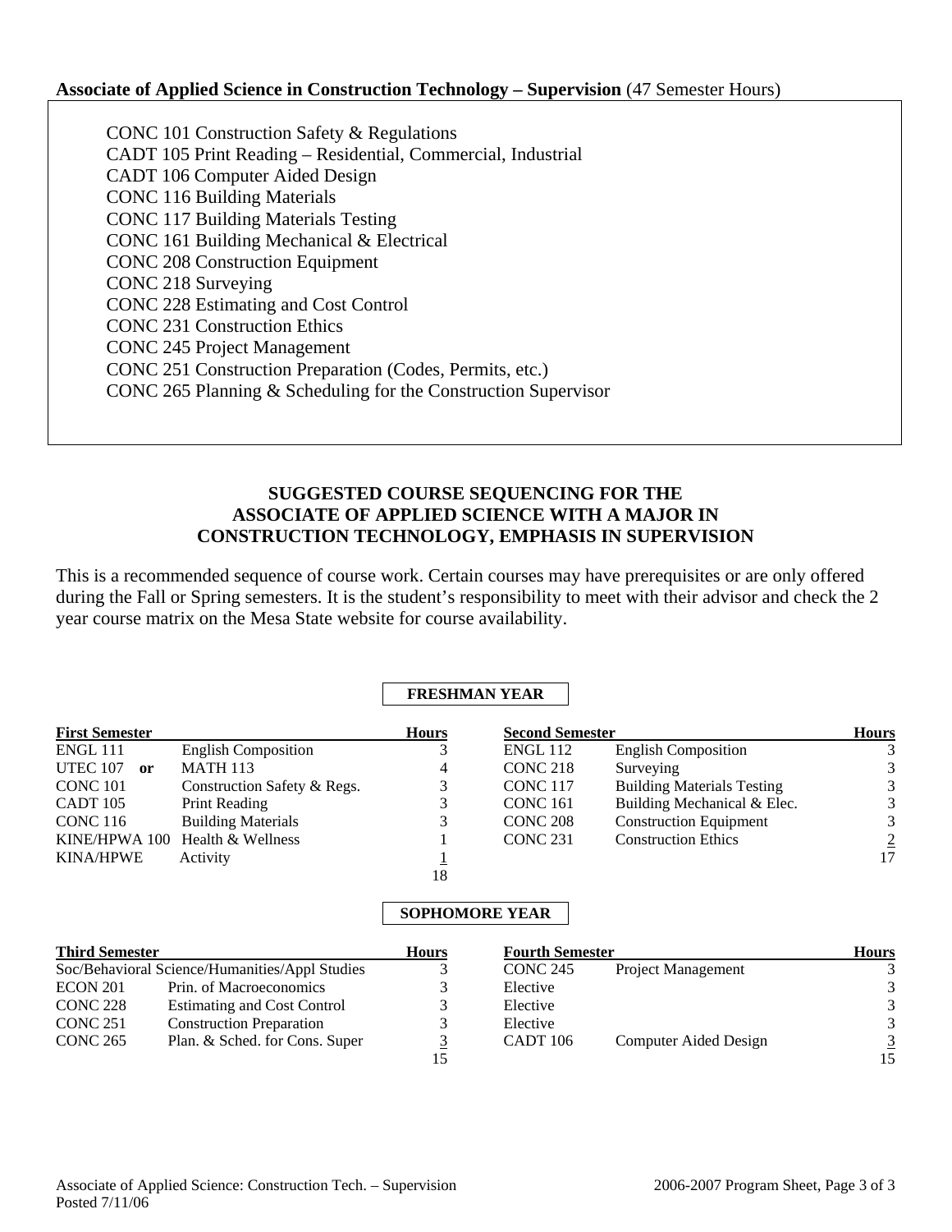**Associate of Applied Science in Construction Technology – Supervision** (47 Semester Hours)

- CONC 101 Construction Safety & Regulations
- CADT 105 Print Reading – Residential, Commercial, Industrial
- CADT 106 Computer Aided Design
- CONC 116 Building Materials
- CONC 117 Building Materials Testing
- CONC 161 Building Mechanical & Electrical
- CONC 208 Construction Equipment
- CONC 218 Surveying
- CONC 228 Estimating and Cost Control
- CONC 231 Construction Ethics
- CONC 245 Project Management
- CONC 251 Construction Preparation (Codes, Permits, etc.)
- CONC 265 Planning & Scheduling for the Construction Supervisor

## SUGGESTED COURSE SEQUENCING FOR THE ASSOCIATE OF APPLIED SCIENCE WITH A MAJOR IN CONSTRUCTION TECHNOLOGY, EMPHASIS IN SUPERVISION

This is a recommended sequence of course work. Certain courses may have prerequisites or are only offered during the Fall or Spring semesters. It is the student's responsibility to meet with their advisor and check the 2 year course matrix on the Mesa State website for course availability.

### FRESHMAN YEAR

| First Semester | | Hours |
|---|---|---|
| ENGL 111 | English Composition | 3 |
| UTEC 107 **or** | MATH 113 | 4 |
| CONC 101 | Construction Safety & Regs. | 3 |
| CADT 105 | Print Reading | 3 |
| CONC 116 | Building Materials | 3 |
| KINE/HPWA 100 | Health & Wellness | 1 |
| KINA/HPWE | Activity | 1 |
| | | 18 |

| Second Semester | | Hours |
|---|---|---|
| ENGL 112 | English Composition | 3 |
| CONC 218 | Surveying | 3 |
| CONC 117 | Building Materials Testing | 3 |
| CONC 161 | Building Mechanical & Elec. | 3 |
| CONC 208 | Construction Equipment | 3 |
| CONC 231 | Construction Ethics | 2 |
| | | 17 |

### SOPHOMORE YEAR

| Third Semester | | Hours |
|---|---|---|
| Soc/Behavioral Science/Humanities/Appl Studies | | 3 |
| ECON 201 | Prin. of Macroeconomics | 3 |
| CONC 228 | Estimating and Cost Control | 3 |
| CONC 251 | Construction Preparation | 3 |
| CONC 265 | Plan. & Sched. for Cons. Super | 3 |
| | | 15 |

| Fourth Semester | | Hours |
|---|---|---|
| CONC 245 | Project Management | 3 |
| Elective | | 3 |
| Elective | | 3 |
| Elective | | 3 |
| CADT 106 | Computer Aided Design | 3 |
| | | 15 |